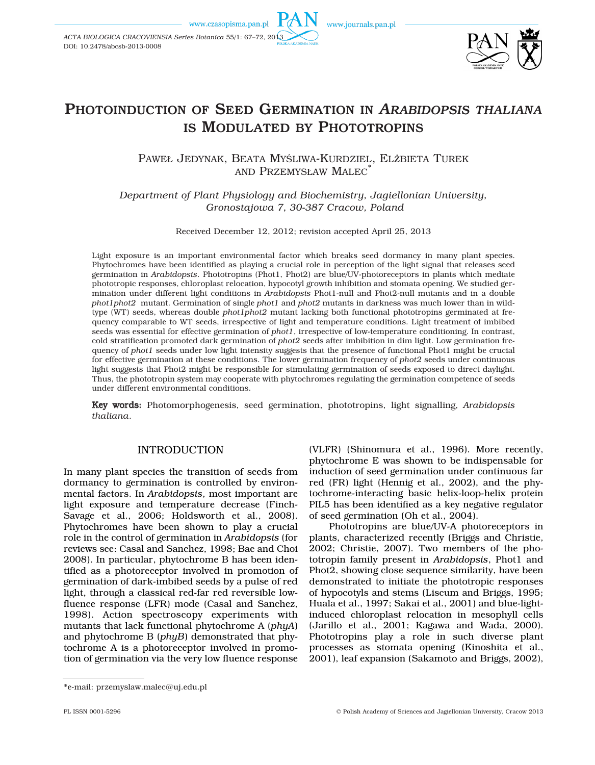# PHOTOINDUCTION OF SEED GERMINATION IN *ARABIDOPSIS THALIANA* IS MODULATED BY PHOTOTROPINS

PAWEŁ JEDYNAK, BEATA MYŚLIWA-KURDZIEL, ELŻBIETA TUREK AND PRZEMYSŁAW MALEC*

*Department of Plant Physiology and Biochemistry, Jagiellonian University, Gronostajowa 7, 30-387 Cracow, Poland*

Received December 12, 2012; revision accepted April 25, 2013

Light exposure is an important environmental factor which breaks seed dormancy in many plant species. Phytochromes have been identified as playing a crucial role in perception of the light signal that releases seed germination in *Arabidopsis*. Phototropins (Phot1, Phot2) are blue/UV-photoreceptors in plants which mediate phototropic responses, chloroplast relocation, hypocotyl growth inhibition and stomata opening. We studied germination under different light conditions in *Arabidopsis* Phot1-null and Phot2-null mutants and in a double *phot1phot2* mutant. Germination of single *phot1* and *phot2* mutants in darkness was much lower than in wild-type (WT) seeds, whereas double *phot1phot2* mutant lacking both functional phototropins germinated at frequency comparable to WT seeds, irrespective of light and temperature conditions. Light treatment of imbibed seeds was essential for effective germination of *phot1*, irrespective of low-temperature conditioning. In contrast, cold stratification promoted dark germination of *phot2* seeds after imbibition in dim light. Low germination frequency of *phot1* seeds under low light intensity suggests that the presence of functional Phot1 might be crucial for effective germination at these conditions. The lower germination frequency of *phot2* seeds under continuous light suggests that Phot2 might be responsible for stimulating germination of seeds exposed to direct daylight. Thus, the phototropin system may cooperate with phytochromes regulating the germination competence of seeds under different environmental conditions.

**Key words:** Photomorphogenesis, seed germination, phototropins, light signalling, *Arabidopsis thaliana*.

## INTRODUCTION

In many plant species the transition of seeds from dormancy to germination is controlled by environmental factors. In *Arabidopsis*, most important are light exposure and temperature decrease (Finch-Savage et al., 2006; Holdsworth et al., 2008). Phytochromes have been shown to play a crucial role in the control of germination in *Arabidopsis* (for reviews see: Casal and Sanchez, 1998; Bae and Choi 2008). In particular, phytochrome B has been identified as a photoreceptor involved in promotion of germination of dark-imbibed seeds by a pulse of red light, through a classical red-far red reversible low-fluence response (LFR) mode (Casal and Sanchez, 1998). Action spectroscopy experiments with mutants that lack functional phytochrome A (*phyA*) and phytochrome B (*phyB*) demonstrated that phytochrome A is a photoreceptor involved in promotion of germination via the very low fluence response (VLFR) (Shinomura et al., 1996). More recently, phytochrome E was shown to be indispensable for induction of seed germination under continuous far red (FR) light (Hennig et al., 2002), and the phytochrome-interacting basic helix-loop-helix protein PIL5 has been identified as a key negative regulator of seed germination (Oh et al., 2004).

Phototropins are blue/UV-A photoreceptors in plants, characterized recently (Briggs and Christie, 2002; Christie, 2007). Two members of the phototropin family present in *Arabidopsis*, Phot1 and Phot2, showing close sequence similarity, have been demonstrated to initiate the phototropic responses of hypocotyls and stems (Liscum and Briggs, 1995; Huala et al., 1997; Sakai et al., 2001) and blue-light-induced chloroplast relocation in mesophyll cells (Jarillo et al., 2001; Kagawa and Wada, 2000). Phototropins play a role in such diverse plant processes as stomata opening (Kinoshita et al., 2001), leaf expansion (Sakamoto and Briggs, 2002),

*e-mail: przemyslaw.malec@uj.edu.pl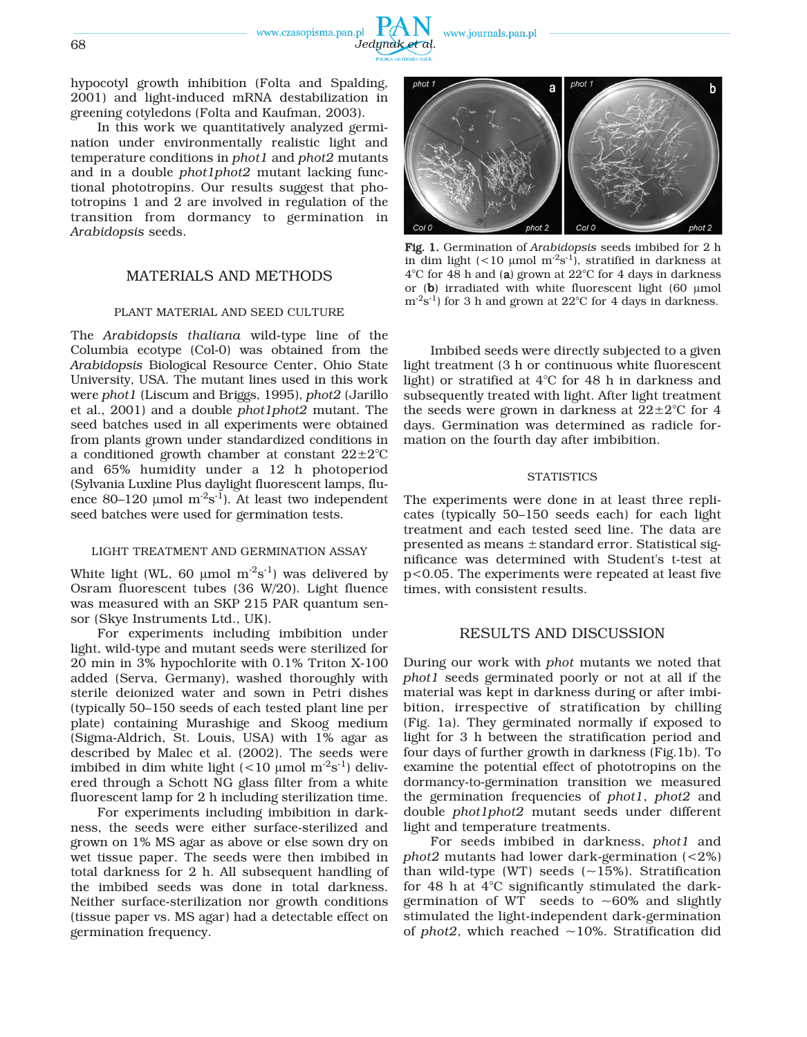hypocotyl growth inhibition (Folta and Spalding, 2001) and light-induced mRNA destabilization in greening cotyledons (Folta and Kaufman, 2003).

In this work we quantitatively analyzed germination under environmentally realistic light and temperature conditions in *phot1* and *phot2* mutants and in a double *phot1phot2* mutant lacking functional phototropins. Our results suggest that phototropins 1 and 2 are involved in regulation of the transition from dormancy to germination in *Arabidopsis* seeds.

## MATERIALS AND METHODS

### PLANT MATERIAL AND SEED CULTURE

The *Arabidopsis thaliana* wild-type line of the Columbia ecotype (Col-0) was obtained from the *Arabidopsis* Biological Resource Center, Ohio State University, USA. The mutant lines used in this work were *phot1* (Liscum and Briggs, 1995), *phot2* (Jarillo et al., 2001) and a double *phot1phot2* mutant. The seed batches used in all experiments were obtained from plants grown under standardized conditions in a conditioned growth chamber at constant 22±2°C and 65% humidity under a 12 h photoperiod (Sylvania Luxline Plus daylight fluorescent lamps, fluence 80–120 µmol $m^{-2}s^{-1}$). At least two independent seed batches were used for germination tests.

### LIGHT TREATMENT AND GERMINATION ASSAY

White light (WL, 60 µmol $m^{-2}s^{-1}$) was delivered by Osram fluorescent tubes (36 W/20). Light fluence was measured with an SKP 215 PAR quantum sensor (Skye Instruments Ltd., UK).

For experiments including imbibition under light, wild-type and mutant seeds were sterilized for 20 min in 3% hypochlorite with 0.1% Triton X-100 added (Serva, Germany), washed thoroughly with sterile deionized water and sown in Petri dishes (typically 50–150 seeds of each tested plant line per plate) containing Murashige and Skoog medium (Sigma-Aldrich, St. Louis, USA) with 1% agar as described by Malec et al. (2002). The seeds were imbibed in dim white light (<10 µmol $m^{-2}s^{-1}$) delivered through a Schott NG glass filter from a white fluorescent lamp for 2 h including sterilization time.

For experiments including imbibition in darkness, the seeds were either surface-sterilized and grown on 1% MS agar as above or else sown dry on wet tissue paper. The seeds were then imbibed in total darkness for 2 h. All subsequent handling of the imbibed seeds was done in total darkness. Neither surface-sterilization nor growth conditions (tissue paper vs. MS agar) had a detectable effect on germination frequency.

**Fig. 1.** Germination of *Arabidopsis* seeds imbibed for 2 h in dim light (<10 µmol $m^{-2}s^{-1}$), stratified in darkness at 4°C for 48 h and (**a**) grown at 22°C for 4 days in darkness or (**b**) irradiated with white fluorescent light (60 µmol $m^{-2}s^{-1}$) for 3 h and grown at 22°C for 4 days in darkness.

Imbibed seeds were directly subjected to a given light treatment (3 h or continuous white fluorescent light) or stratified at 4°C for 48 h in darkness and subsequently treated with light. After light treatment the seeds were grown in darkness at 22±2°C for 4 days. Germination was determined as radicle formation on the fourth day after imbibition.

### STATISTICS

The experiments were done in at least three replicates (typically 50–150 seeds each) for each light treatment and each tested seed line. The data are presented as means ± standard error. Statistical significance was determined with Student's t-test at $p<0.05$. The experiments were repeated at least five times, with consistent results.

## RESULTS AND DISCUSSION

During our work with *phot* mutants we noted that *phot1* seeds germinated poorly or not at all if the material was kept in darkness during or after imbibition, irrespective of stratification by chilling (Fig. 1a). They germinated normally if exposed to light for 3 h between the stratification period and four days of further growth in darkness (Fig.1b). To examine the potential effect of phototropins on the dormancy-to-germination transition we measured the germination frequencies of *phot1*, *phot2* and double *phot1phot2* mutant seeds under different light and temperature treatments.

For seeds imbibed in darkness, *phot1* and *phot2* mutants had lower dark-germination (<2%) than wild-type (WT) seeds (~15%). Stratification for 48 h at 4°C significantly stimulated the dark-germination of WT seeds to ~60% and slightly stimulated the light-independent dark-germination of *phot2*, which reached ~10%. Stratification did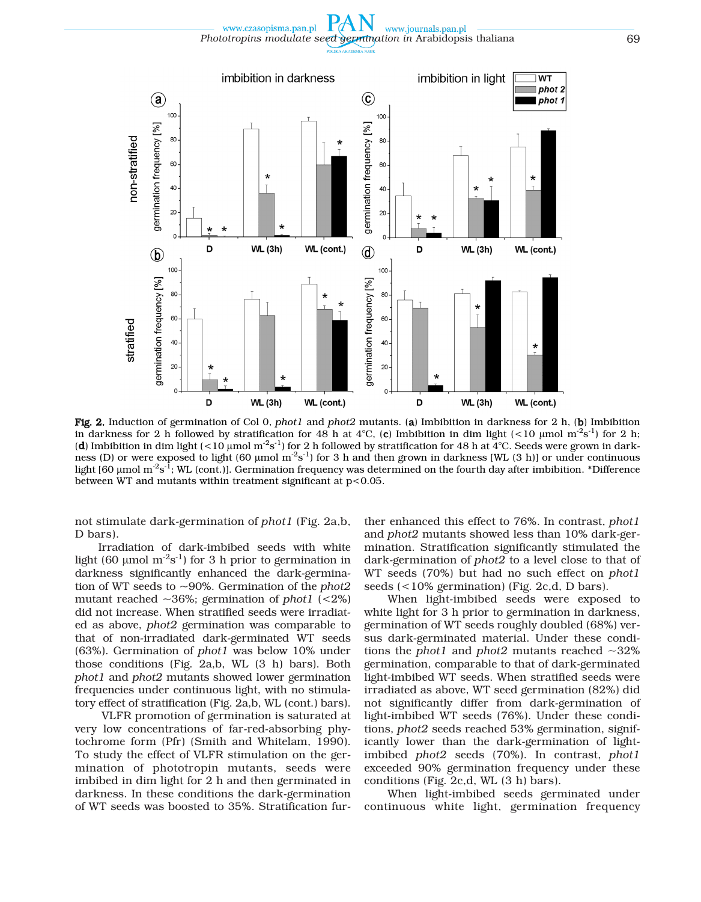**Fig. 2.** Induction of germination of Col 0, *phot1* and *phot2* mutants. (**a**) Imbibition in darkness for 2 h, (**b**) Imbibition in darkness for 2 h followed by stratification for 48 h at 4°C, (**c**) Imbibition in dim light (<10 μmol $m^{-2}s^{-1}$) for 2 h; (**d**) Imbibition in dim light (<10 μmol $m^{-2}s^{-1}$) for 2 h followed by stratification for 48 h at 4°C. Seeds were grown in darkness (D) or were exposed to light (60 μmol $m^{-2}s^{-1}$) for 3 h and then grown in darkness [WL (3 h)] or under continuous light [60 μmol $m^{-2}s^{-1}$; WL (cont.)]. Germination frequency was determined on the fourth day after imbibition. *Difference between WT and mutants within treatment significant at $p<0.05$.

not stimulate dark-germination of *phot1* (Fig. 2a,b, D bars).

Irradiation of dark-imbibed seeds with white light (60 μmol $m^{-2}s^{-1}$) for 3 h prior to germination in darkness significantly enhanced the dark-germination of WT seeds to ~90%. Germination of the *phot2* mutant reached ~36%; germination of *phot1* (<2%) did not increase. When stratified seeds were irradiated as above, *phot2* germination was comparable to that of non-irradiated dark-germinated WT seeds (63%). Germination of *phot1* was below 10% under those conditions (Fig. 2a,b, WL (3 h) bars). Both *phot1* and *phot2* mutants showed lower germination frequencies under continuous light, with no stimulatory effect of stratification (Fig. 2a,b, WL (cont.) bars).

VLFR promotion of germination is saturated at very low concentrations of far-red-absorbing phytochrome form (Pfr) (Smith and Whitelam, 1990). To study the effect of VLFR stimulation on the germination of phototropin mutants, seeds were imbibed in dim light for 2 h and then germinated in darkness. In these conditions the dark-germination of WT seeds was boosted to 35%. Stratification further enhanced this effect to 76%. In contrast, *phot1* and *phot2* mutants showed less than 10% dark-germination. Stratification significantly stimulated the dark-germination of *phot2* to a level close to that of WT seeds (70%) but had no such effect on *phot1* seeds (<10% germination) (Fig. 2c,d, D bars).

When light-imbibed seeds were exposed to white light for 3 h prior to germination in darkness, germination of WT seeds roughly doubled (68%) versus dark-germinated material. Under these conditions the *phot1* and *phot2* mutants reached ~32% germination, comparable to that of dark-germinated light-imbibed WT seeds. When stratified seeds were irradiated as above, WT seed germination (82%) did not significantly differ from dark-germination of light-imbibed WT seeds (76%). Under these conditions, *phot2* seeds reached 53% germination, significantly lower than the dark-germination of light-imbibed *phot2* seeds (70%). In contrast, *phot1* exceeded 90% germination frequency under these conditions (Fig. 2c,d, WL (3 h) bars).

When light-imbibed seeds germinated under continuous white light, germination frequency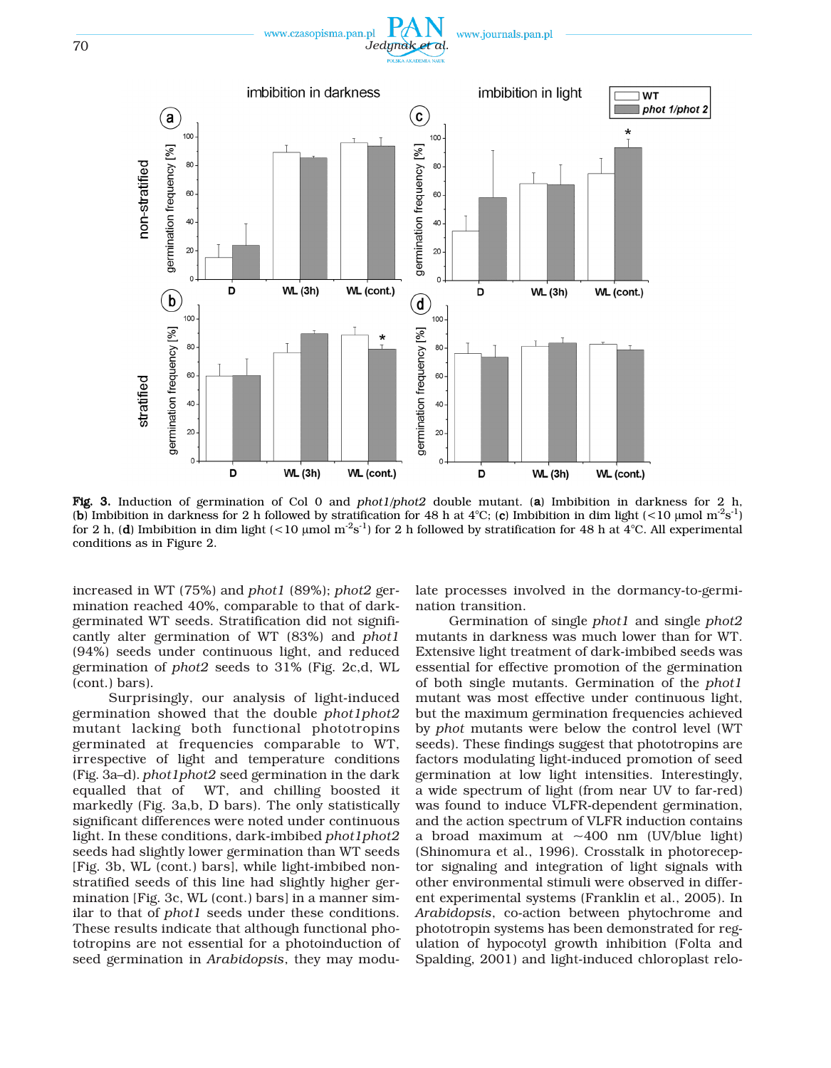Fig. 3. Induction of germination of Col 0 and *phot1/phot2* double mutant. (**a**) Imbibition in darkness for 2 h, (**b**) Imbibition in darkness for 2 h followed by stratification for 48 h at 4°C; (**c**) Imbibition in dim light (<10 μmol $m^{-2}s^{-1}$) for 2 h, (**d**) Imbibition in dim light (<10 μmol $m^{-2}s^{-1}$) for 2 h followed by stratification for 48 h at 4°C. All experimental conditions as in Figure 2.

increased in WT (75%) and *phot1* (89%); *phot2* germination reached 40%, comparable to that of dark-germinated WT seeds. Stratification did not significantly alter germination of WT (83%) and *phot1* (94%) seeds under continuous light, and reduced germination of *phot2* seeds to 31% (Fig. 2c,d, WL (cont.) bars).

Surprisingly, our analysis of light-induced germination showed that the double *phot1phot2* mutant lacking both functional phototropins germinated at frequencies comparable to WT, irrespective of light and temperature conditions (Fig. 3a–d). *phot1phot2* seed germination in the dark equalled that of WT, and chilling boosted it markedly (Fig. 3a,b, D bars). The only statistically significant differences were noted under continuous light. In these conditions, dark-imbibed *phot1phot2* seeds had slightly lower germination than WT seeds [Fig. 3b, WL (cont.) bars], while light-imbibed non-stratified seeds of this line had slightly higher germination [Fig. 3c, WL (cont.) bars] in a manner similar to that of *phot1* seeds under these conditions. These results indicate that although functional phototropins are not essential for a photoinduction of seed germination in *Arabidopsis*, they may modulate processes involved in the dormancy-to-germination transition.

Germination of single *phot1* and single *phot2* mutants in darkness was much lower than for WT. Extensive light treatment of dark-imbibed seeds was essential for effective promotion of the germination of both single mutants. Germination of the *phot1* mutant was most effective under continuous light, but the maximum germination frequencies achieved by *phot* mutants were below the control level (WT seeds). These findings suggest that phototropins are factors modulating light-induced promotion of seed germination at low light intensities. Interestingly, a wide spectrum of light (from near UV to far-red) was found to induce VLFR-dependent germination, and the action spectrum of VLFR induction contains a broad maximum at ~400 nm (UV/blue light) (Shinomura et al., 1996). Crosstalk in photoreceptor signaling and integration of light signals with other environmental stimuli were observed in different experimental systems (Franklin et al., 2005). In *Arabidopsis*, co-action between phytochrome and phototropin systems has been demonstrated for regulation of hypocotyl growth inhibition (Folta and Spalding, 2001) and light-induced chloroplast relo-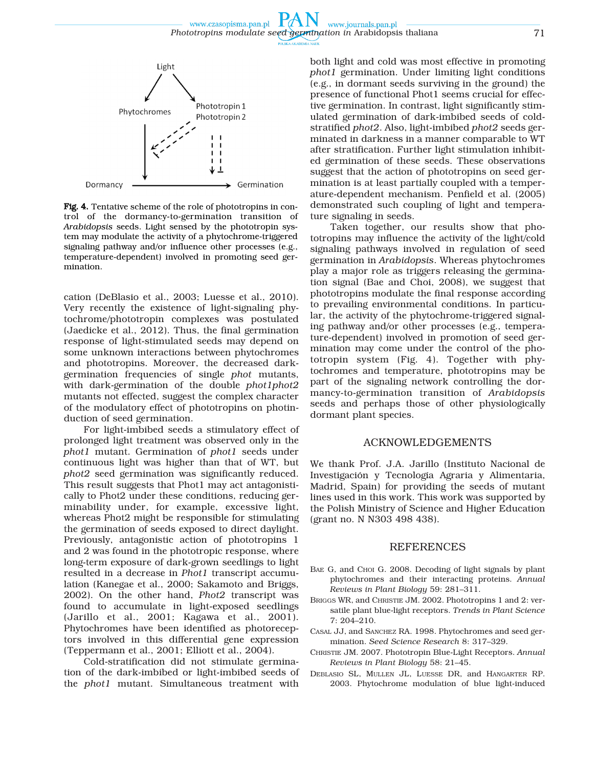Fig. 4. Tentative scheme of the role of phototropins in control of the dormancy-to-germination transition of *Arabidopsis* seeds. Light sensed by the phototropin system may modulate the activity of a phytochrome-triggered signaling pathway and/or influence other processes (e.g., temperature-dependent) involved in promoting seed germination.

cation (DeBlasio et al., 2003; Luesse et al., 2010). Very recently the existence of light-signaling phytochrome/phototropin complexes was postulated (Jaedicke et al., 2012). Thus, the final germination response of light-stimulated seeds may depend on some unknown interactions between phytochromes and phototropins. Moreover, the decreased dark-germination frequencies of single *phot* mutants, with dark-germination of the double *phot1phot2* mutants not effected, suggest the complex character of the modulatory effect of phototropins on photinduction of seed germination.

For light-imbibed seeds a stimulatory effect of prolonged light treatment was observed only in the *phot1* mutant. Germination of *phot1* seeds under continuous light was higher than that of WT, but *phot2* seed germination was significantly reduced. This result suggests that Phot1 may act antagonistically to Phot2 under these conditions, reducing germinability under, for example, excessive light, whereas Phot2 might be responsible for stimulating the germination of seeds exposed to direct daylight. Previously, antagonistic action of phototropins 1 and 2 was found in the phototropic response, where long-term exposure of dark-grown seedlings to light resulted in a decrease in *Phot1* transcript accumulation (Kanegae et al., 2000; Sakamoto and Briggs, 2002). On the other hand, *Phot2* transcript was found to accumulate in light-exposed seedlings (Jarillo et al., 2001; Kagawa et al., 2001). Phytochromes have been identified as photoreceptors involved in this differential gene expression (Teppermann et al., 2001; Elliott et al., 2004).

Cold-stratification did not stimulate germination of the dark-imbibed or light-imbibed seeds of the *phot1* mutant. Simultaneous treatment with both light and cold was most effective in promoting *phot1* germination. Under limiting light conditions (e.g., in dormant seeds surviving in the ground) the presence of functional Phot1 seems crucial for effective germination. In contrast, light significantly stimulated germination of dark-imbibed seeds of cold-stratified *phot2*. Also, light-imbibed *phot2* seeds germinated in darkness in a manner comparable to WT after stratification. Further light stimulation inhibited germination of these seeds. These observations suggest that the action of phototropins on seed germination is at least partially coupled with a temperature-dependent mechanism. Penfield et al. (2005) demonstrated such coupling of light and temperature signaling in seeds.

Taken together, our results show that phototropins may influence the activity of the light/cold signaling pathways involved in regulation of seed germination in *Arabidopsis*. Whereas phytochromes play a major role as triggers releasing the germination signal (Bae and Choi, 2008), we suggest that phototropins modulate the final response according to prevailing environmental conditions. In particular, the activity of the phytochrome-triggered signaling pathway and/or other processes (e.g., temperature-dependent) involved in promotion of seed germination may come under the control of the phototropin system (Fig. 4). Together with phytochromes and temperature, phototropins may be part of the signaling network controlling the dormancy-to-germination transition of *Arabidopsis* seeds and perhaps those of other physiologically dormant plant species.

## ACKNOWLEDGEMENTS

We thank Prof. J.A. Jarillo (Instituto Nacional de Investigación y Tecnología Agraria y Alimentaria, Madrid, Spain) for providing the seeds of mutant lines used in this work. This work was supported by the Polish Ministry of Science and Higher Education (grant no. N N303 498 438).

## REFERENCES

Bae G, and Choi G. 2008. Decoding of light signals by plant phytochromes and their interacting proteins. *Annual Reviews in Plant Biology* 59: 281–311.

Briggs WR, and Christie JM. 2002. Phototropins 1 and 2: versatile plant blue-light receptors. *Trends in Plant Science* 7: 204–210.

Casal JJ, and Sanchez RA. 1998. Phytochromes and seed germination. *Seed Science Research* 8: 317–329.

Christie JM. 2007. Phototropin Blue-Light Receptors. *Annual Reviews in Plant Biology* 58: 21–45.

DeBlasio SL, Mullen JL, Luesse DR, and Hangarter RP. 2003. Phytochrome modulation of blue light-induced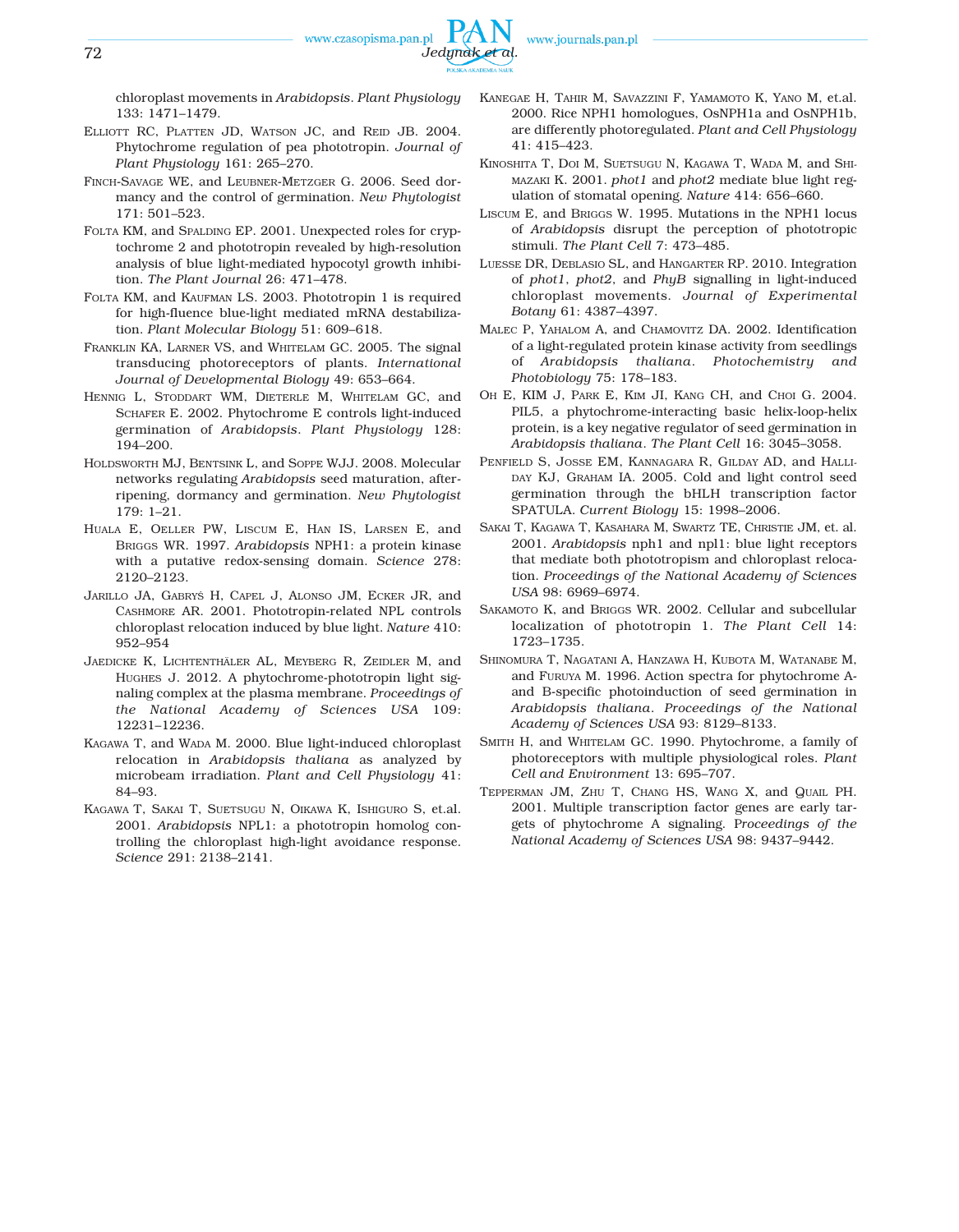chloroplast movements in *Arabidopsis*. *Plant Physiology* 133: 1471–1479.

ELLIOTT RC, PLATTEN JD, WATSON JC, and REID JB. 2004. Phytochrome regulation of pea phototropin. *Journal of Plant Physiology* 161: 265–270.

FINCH-SAVAGE WE, and LEUBNER-METZGER G. 2006. Seed dormancy and the control of germination. *New Phytologist* 171: 501–523.

FOLTA KM, and SPALDING EP. 2001. Unexpected roles for cryptochrome 2 and phototropin revealed by high-resolution analysis of blue light-mediated hypocotyl growth inhibition. *The Plant Journal* 26: 471–478.

FOLTA KM, and KAUFMAN LS. 2003. Phototropin 1 is required for high-fluence blue-light mediated mRNA destabilization. *Plant Molecular Biology* 51: 609–618.

FRANKLIN KA, LARNER VS, and WHITELAM GC. 2005. The signal transducing photoreceptors of plants. *International Journal of Developmental Biology* 49: 653–664.

HENNIG L, STODDART WM, DIETERLE M, WHITELAM GC, and SCHAFER E. 2002. Phytochrome E controls light-induced germination of *Arabidopsis*. *Plant Physiology* 128: 194–200.

HOLDSWORTH MJ, BENTSINK L, and SOPPE WJJ. 2008. Molecular networks regulating *Arabidopsis* seed maturation, after-ripening, dormancy and germination. *New Phytologist* 179: 1–21.

HUALA E, OELLER PW, LISCUM E, HAN IS, LARSEN E, and BRIGGS WR. 1997. *Arabidopsis* NPH1: a protein kinase with a putative redox-sensing domain. *Science* 278: 2120–2123.

JARILLO JA, GABRYŚ H, CAPEL J, ALONSO JM, ECKER JR, and CASHMORE AR. 2001. Phototropin-related NPL controls chloroplast relocation induced by blue light. *Nature* 410: 952–954

JAEDICKE K, LICHTENTHÄLER AL, MEYBERG R, ZEIDLER M, and HUGHES J. 2012. A phytochrome-phototropin light signaling complex at the plasma membrane. *Proceedings of the National Academy of Sciences USA* 109: 12231–12236.

KAGAWA T, and WADA M. 2000. Blue light-induced chloroplast relocation in *Arabidopsis thaliana* as analyzed by microbeam irradiation. *Plant and Cell Physiology* 41: 84–93.

KAGAWA T, SAKAI T, SUETSUGU N, OIKAWA K, ISHIGURO S, et.al. 2001. *Arabidopsis* NPL1: a phototropin homolog controlling the chloroplast high-light avoidance response. *Science* 291: 2138–2141.

KANEGAE H, TAHIR M, SAVAZZINI F, YAMAMOTO K, YANO M, et.al. 2000. Rice NPH1 homologues, OsNPH1a and OsNPH1b, are differently photoregulated. *Plant and Cell Physiology* 41: 415–423.

KINOSHITA T, DOI M, SUETSUGU N, KAGAWA T, WADA M, and SHIMAZAKI K. 2001. *phot1* and *phot2* mediate blue light regulation of stomatal opening. *Nature* 414: 656–660.

LISCUM E, and BRIGGS W. 1995. Mutations in the NPH1 locus of *Arabidopsis* disrupt the perception of phototropic stimuli. *The Plant Cell* 7: 473–485.

LUESSE DR, DEBLASIO SL, and HANGARTER RP. 2010. Integration of *phot1*, *phot2*, and *PhyB* signalling in light-induced chloroplast movements. *Journal of Experimental Botany* 61: 4387–4397.

MALEC P, YAHALOM A, and CHAMOVITZ DA. 2002. Identification of a light-regulated protein kinase activity from seedlings of *Arabidopsis thaliana*. *Photochemistry and Photobiology* 75: 178–183.

OH E, KIM J, PARK E, KIM JI, KANG CH, and CHOI G. 2004. PIL5, a phytochrome-interacting basic helix-loop-helix protein, is a key negative regulator of seed germination in *Arabidopsis thaliana*. *The Plant Cell* 16: 3045–3058.

PENFIELD S, JOSSE EM, KANNAGARA R, GILDAY AD, and HALLIDAY KJ, GRAHAM IA. 2005. Cold and light control seed germination through the bHLH transcription factor SPATULA. *Current Biology* 15: 1998–2006.

SAKAI T, KAGAWA T, KASAHARA M, SWARTZ TE, CHRISTIE JM, et. al. 2001. *Arabidopsis* nph1 and npl1: blue light receptors that mediate both phototropism and chloroplast relocation. *Proceedings of the National Academy of Sciences USA* 98: 6969–6974.

SAKAMOTO K, and BRIGGS WR. 2002. Cellular and subcellular localization of phototropin 1. *The Plant Cell* 14: 1723–1735.

SHINOMURA T, NAGATANI A, HANZAWA H, KUBOTA M, WATANABE M, and FURUYA M. 1996. Action spectra for phytochrome A- and B-specific photoinduction of seed germination in *Arabidopsis thaliana*. *Proceedings of the National Academy of Sciences USA* 93: 8129–8133.

SMITH H, and WHITELAM GC. 1990. Phytochrome, a family of photoreceptors with multiple physiological roles. *Plant Cell and Environment* 13: 695–707.

TEPPERMAN JM, ZHU T, CHANG HS, WANG X, and QUAIL PH. 2001. Multiple transcription factor genes are early targets of phytochrome A signaling. *Proceedings of the National Academy of Sciences USA* 98: 9437–9442.